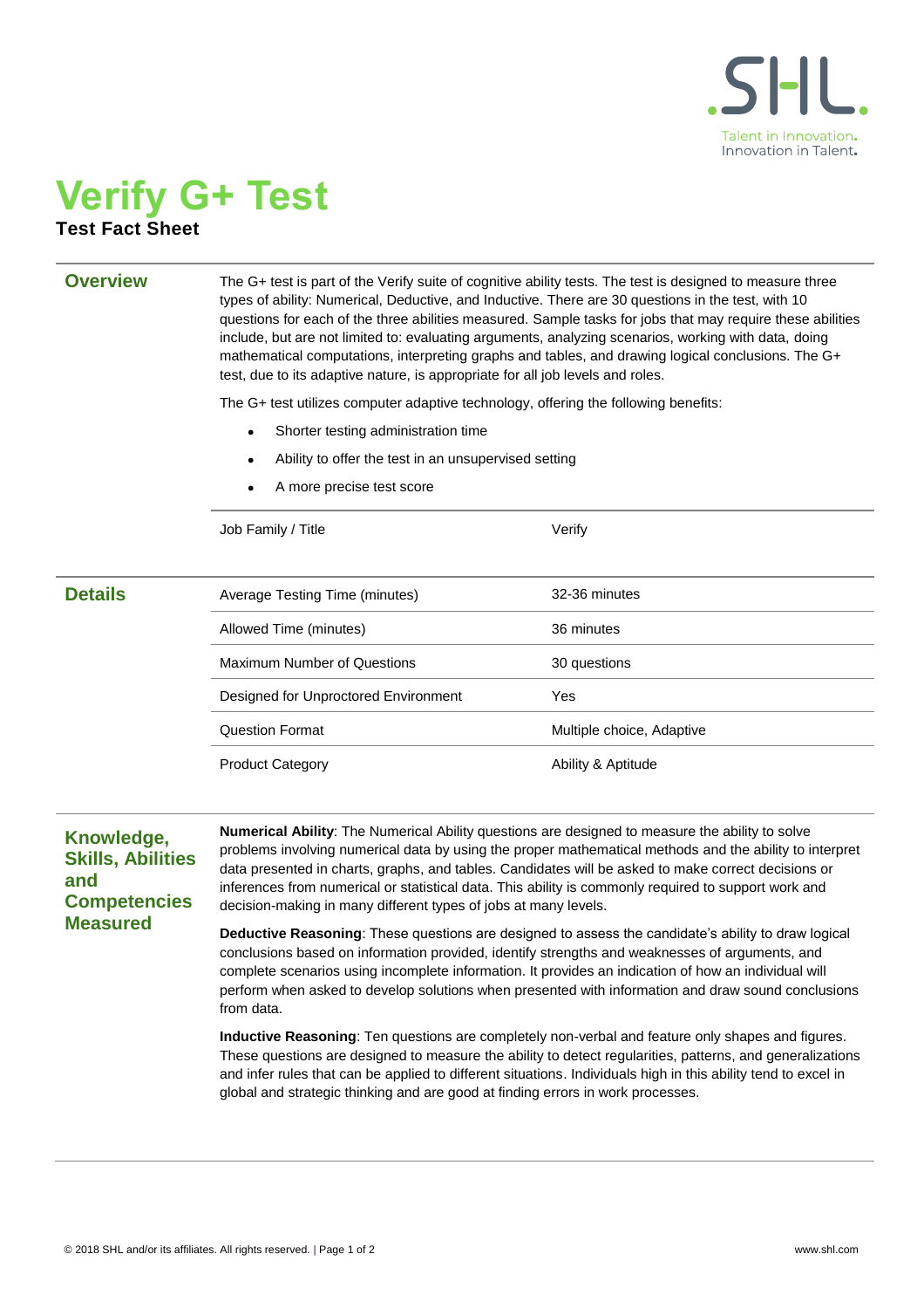# Verify G+ Test

**Test Fact Sheet**

## Overview

The G+ test is part of the Verify suite of cognitive ability tests. The test is designed to measure three types of ability: Numerical, Deductive, and Inductive. There are 30 questions in the test, with 10 questions for each of the three abilities measured. Sample tasks for jobs that may require these abilities include, but are not limited to: evaluating arguments, analyzing scenarios, working with data, doing mathematical computations, interpreting graphs and tables, and drawing logical conclusions. The G+ test, due to its adaptive nature, is appropriate for all job levels and roles.

The G+ test utilizes computer adaptive technology, offering the following benefits:

- Shorter testing administration time
- Ability to offer the test in an unsupervised setting
- A more precise test score

| Job Family / Title | Verify |
|---|---|

## Details

| Average Testing Time (minutes) | 32-36 minutes |
|---|---|
| Allowed Time (minutes) | 36 minutes |
| Maximum Number of Questions | 30 questions |
| Designed for Unproctored Environment | Yes |
| Question Format | Multiple choice, Adaptive |
| Product Category | Ability & Aptitude |

## Knowledge, Skills, Abilities and Competencies Measured

**Numerical Ability**: The Numerical Ability questions are designed to measure the ability to solve problems involving numerical data by using the proper mathematical methods and the ability to interpret data presented in charts, graphs, and tables. Candidates will be asked to make correct decisions or inferences from numerical or statistical data. This ability is commonly required to support work and decision-making in many different types of jobs at many levels.

**Deductive Reasoning**: These questions are designed to assess the candidate's ability to draw logical conclusions based on information provided, identify strengths and weaknesses of arguments, and complete scenarios using incomplete information. It provides an indication of how an individual will perform when asked to develop solutions when presented with information and draw sound conclusions from data.

**Inductive Reasoning**: Ten questions are completely non-verbal and feature only shapes and figures. These questions are designed to measure the ability to detect regularities, patterns, and generalizations and infer rules that can be applied to different situations. Individuals high in this ability tend to excel in global and strategic thinking and are good at finding errors in work processes.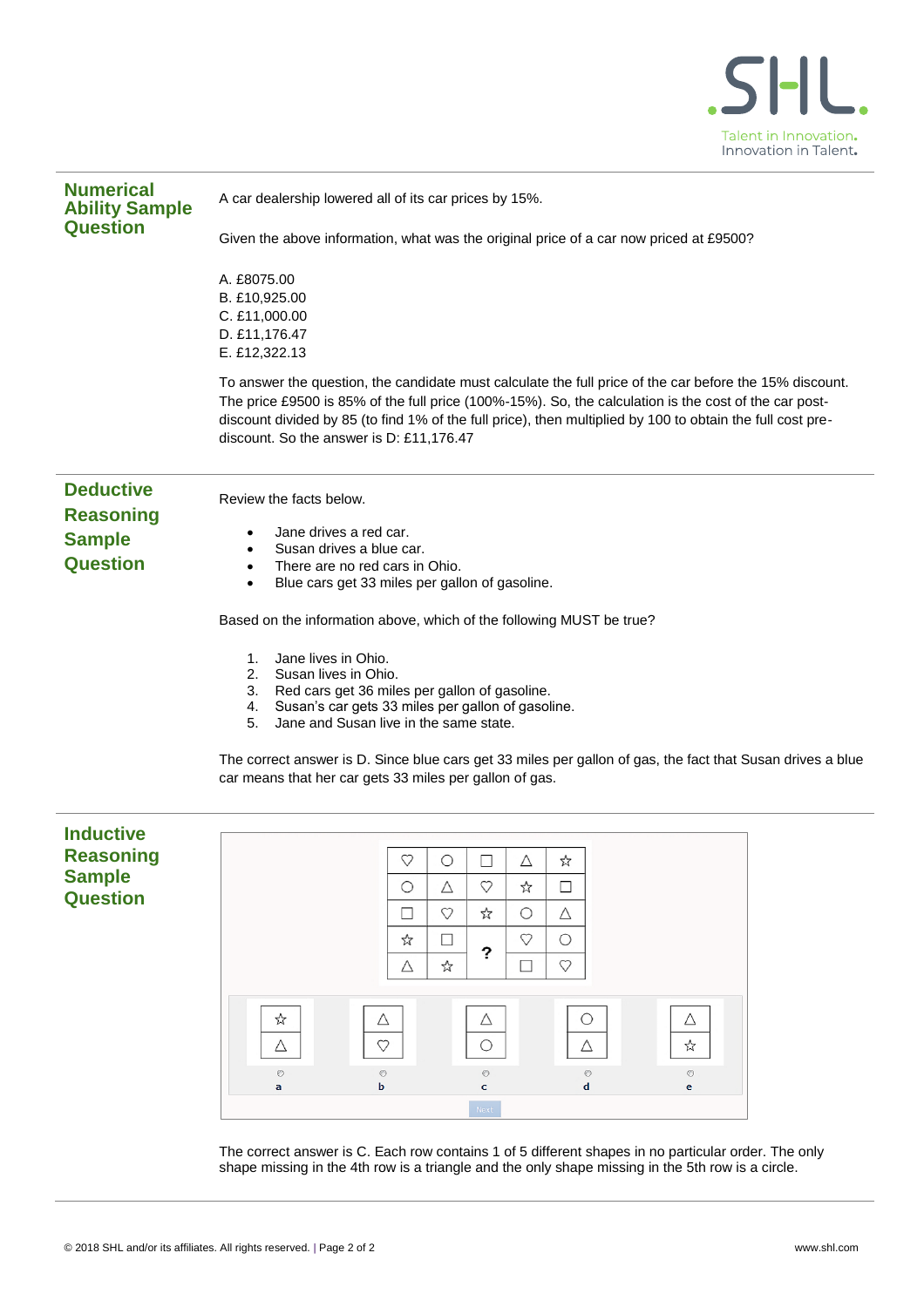## Numerical Ability Sample Question

A car dealership lowered all of its car prices by 15%.

Given the above information, what was the original price of a car now priced at £9500?

A. £8075.00
B. £10,925.00
C. £11,000.00
D. £11,176.47
E. £12,322.13

To answer the question, the candidate must calculate the full price of the car before the 15% discount. The price £9500 is 85% of the full price (100%-15%). So, the calculation is the cost of the car post-discount divided by 85 (to find 1% of the full price), then multiplied by 100 to obtain the full cost pre-discount. So the answer is D: £11,176.47

## Deductive Reasoning Sample Question

Review the facts below.

- Jane drives a red car.
- Susan drives a blue car.
- There are no red cars in Ohio.
- Blue cars get 33 miles per gallon of gasoline.

Based on the information above, which of the following MUST be true?

1. Jane lives in Ohio.
2. Susan lives in Ohio.
3. Red cars get 36 miles per gallon of gasoline.
4. Susan's car gets 33 miles per gallon of gasoline.
5. Jane and Susan live in the same state.

The correct answer is D. Since blue cars get 33 miles per gallon of gas, the fact that Susan drives a blue car means that her car gets 33 miles per gallon of gas.

## Inductive Reasoning Sample Question

| | | | | |
|---|---|---|---|---|
| ♡ | ○ | □ | △ | ☆ |
| ○ | △ | ♡ | ☆ | □ |
| □ | ♡ | ☆ | ○ | △ |
| ☆ | □ | ? | ♡ | ○ |
| △ | ☆ | | □ | ♡ |

| a | b | c | d | e |
|---|---|---|---|---|
| ☆ | △ | △ | ○ | △ |
| △ | ♡ | ○ | △ | ☆ |

Next

The correct answer is C. Each row contains 1 of 5 different shapes in no particular order. The only shape missing in the 4th row is a triangle and the only shape missing in the 5th row is a circle.